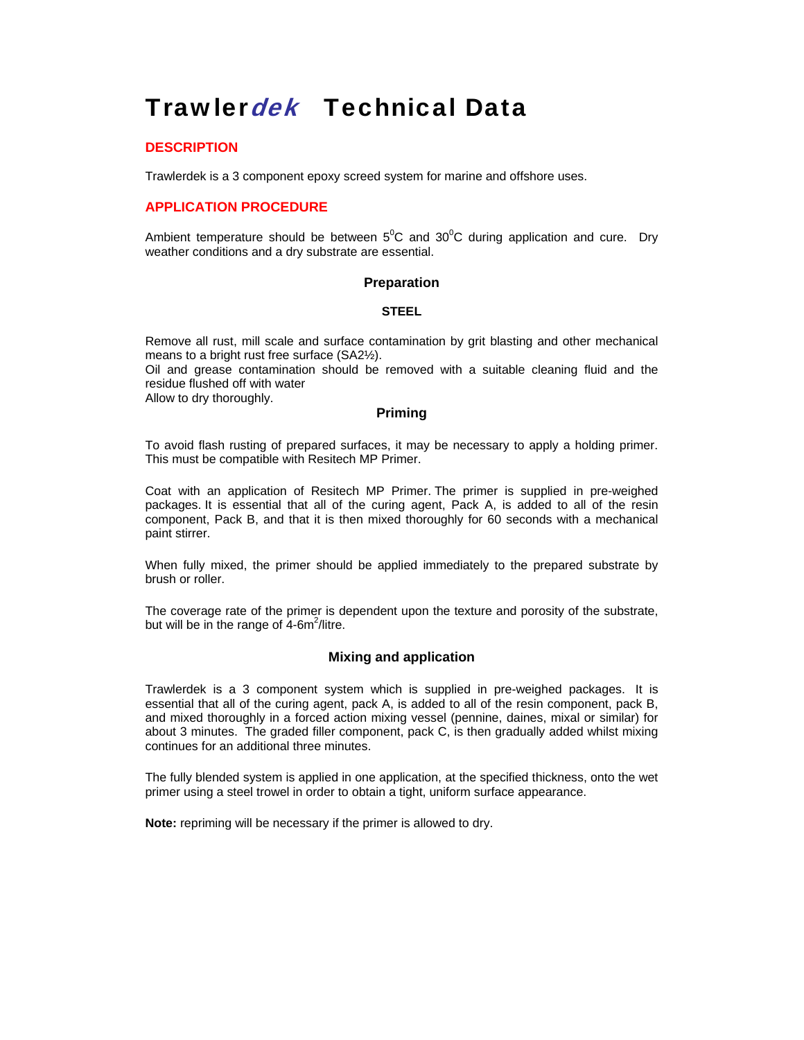# Trawler*dek* Technical Data

## DESCRIPTION

Trawlerdek is a 3 component epoxy screed system for marine and offshore uses.

## APPLICATION PROCEDURE

Ambient temperature should be between $5^0$C and $30^0$C during application and cure. Dry weather conditions and a dry substrate are essential.

### Preparation

#### STEEL

Remove all rust, mill scale and surface contamination by grit blasting and other mechanical means to a bright rust free surface (SA2½).
Oil and grease contamination should be removed with a suitable cleaning fluid and the residue flushed off with water
Allow to dry thoroughly.

### Priming

To avoid flash rusting of prepared surfaces, it may be necessary to apply a holding primer. This must be compatible with Resitech MP Primer.

Coat with an application of Resitech MP Primer. The primer is supplied in pre-weighed packages. It is essential that all of the curing agent, Pack A, is added to all of the resin component, Pack B, and that it is then mixed thoroughly for 60 seconds with a mechanical paint stirrer.

When fully mixed, the primer should be applied immediately to the prepared substrate by brush or roller.

The coverage rate of the primer is dependent upon the texture and porosity of the substrate, but will be in the range of 4-6$m^2$/litre.

### Mixing and application

Trawlerdek is a 3 component system which is supplied in pre-weighed packages. It is essential that all of the curing agent, pack A, is added to all of the resin component, pack B, and mixed thoroughly in a forced action mixing vessel (pennine, daines, mixal or similar) for about 3 minutes. The graded filler component, pack C, is then gradually added whilst mixing continues for an additional three minutes.

The fully blended system is applied in one application, at the specified thickness, onto the wet primer using a steel trowel in order to obtain a tight, uniform surface appearance.

**Note:** repriming will be necessary if the primer is allowed to dry.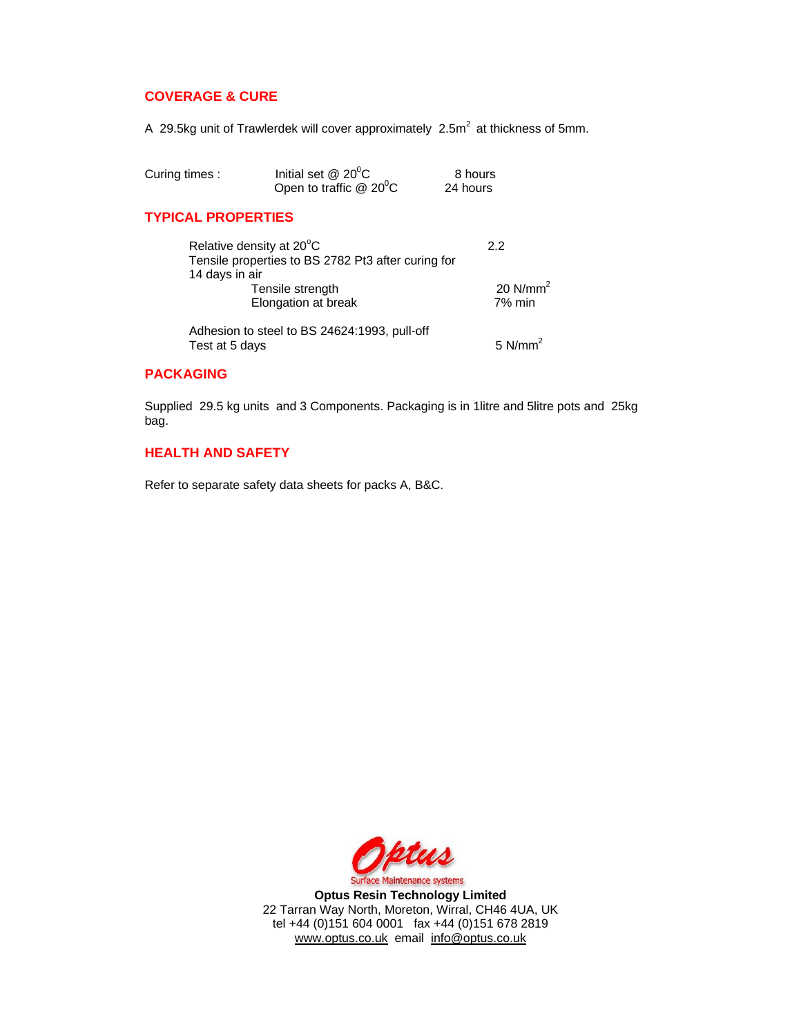## COVERAGE & CURE

A 29.5kg unit of Trawlerdek will cover approximately $2.5m^2$ at thickness of 5mm.

| | | |
|---|---|---|
| Curing times : | Initial set @ $20^0$C | 8 hours |
| | Open to traffic @ $20^0$C | 24 hours |

## TYPICAL PROPERTIES

| | |
|---|---|
| Relative density at $20^o$C | 2.2 |
| Tensile properties to BS 2782 Pt3 after curing for 14 days in air | |
| Tensile strength | 20 $N/mm^2$ |
| Elongation at break | 7% min |
| Adhesion to steel to BS 24624:1993, pull-off Test at 5 days | 5 $N/mm^2$ |

## PACKAGING

Supplied 29.5 kg units and 3 Components. Packaging is in 1litre and 5litre pots and 25kg bag.

## HEALTH AND SAFETY

Refer to separate safety data sheets for packs A, B&C.

Optus

Surface Maintenance systems

**Optus Resin Technology Limited**
22 Tarran Way North, Moreton, Wirral, CH46 4UA, UK
tel +44 (0)151 604 0001 fax +44 (0)151 678 2819
www.optus.co.uk email info@optus.co.uk